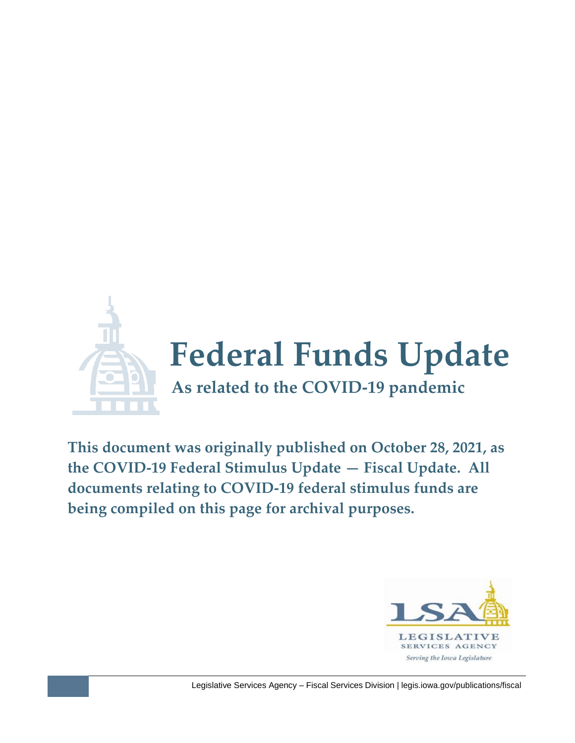# Federal Funds Update

## As related to the COVID-19 pandemic

**This document was originally published on October 28, 2021, as the COVID-19 Federal Stimulus Update — Fiscal Update. All documents relating to COVID-19 federal stimulus funds are being compiled on this page for archival purposes.**

LSA
LEGISLATIVE
SERVICES AGENCY
*Serving the Iowa Legislature*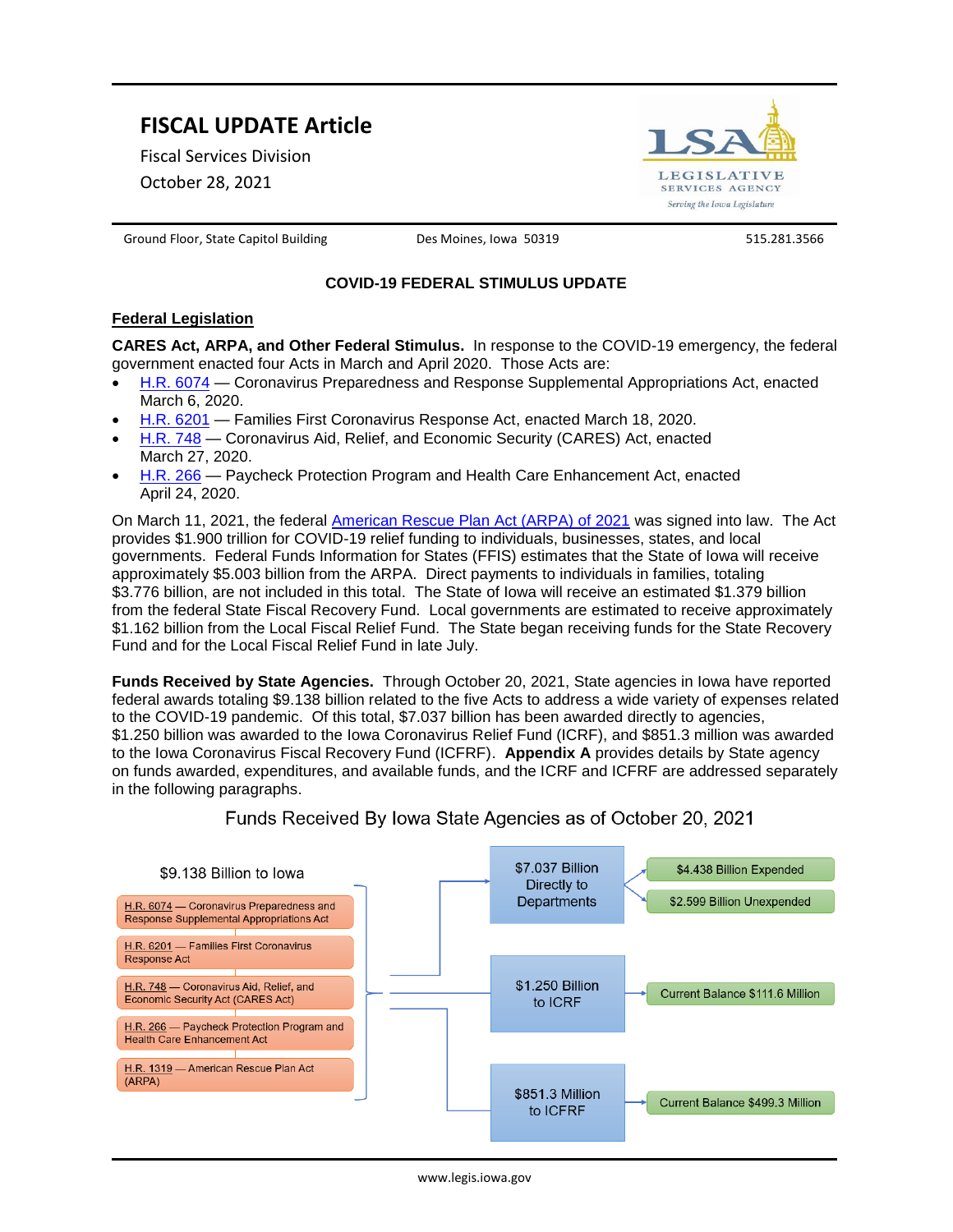# FISCAL UPDATE Article

Fiscal Services Division

October 28, 2021

Ground Floor, State Capitol Building | Des Moines, Iowa 50319 | 515.281.3566

## COVID-19 FEDERAL STIMULUS UPDATE

### Federal Legislation

**CARES Act, ARPA, and Other Federal Stimulus.** In response to the COVID-19 emergency, the federal government enacted four Acts in March and April 2020. Those Acts are:

- H.R. 6074 — Coronavirus Preparedness and Response Supplemental Appropriations Act, enacted March 6, 2020.
- H.R. 6201 — Families First Coronavirus Response Act, enacted March 18, 2020.
- H.R. 748 — Coronavirus Aid, Relief, and Economic Security (CARES) Act, enacted March 27, 2020.
- H.R. 266 — Paycheck Protection Program and Health Care Enhancement Act, enacted April 24, 2020.

On March 11, 2021, the federal American Rescue Plan Act (ARPA) of 2021 was signed into law. The Act provides $1.900 trillion for COVID-19 relief funding to individuals, businesses, states, and local governments. Federal Funds Information for States (FFIS) estimates that the State of Iowa will receive approximately $5.003 billion from the ARPA. Direct payments to individuals in families, totaling $3.776 billion, are not included in this total. The State of Iowa will receive an estimated $1.379 billion from the federal State Fiscal Recovery Fund. Local governments are estimated to receive approximately $1.162 billion from the Local Fiscal Relief Fund. The State began receiving funds for the State Recovery Fund and for the Local Fiscal Relief Fund in late July.

**Funds Received by State Agencies.** Through October 20, 2021, State agencies in Iowa have reported federal awards totaling $9.138 billion related to the five Acts to address a wide variety of expenses related to the COVID-19 pandemic. Of this total, $7.037 billion has been awarded directly to agencies, $1.250 billion was awarded to the Iowa Coronavirus Relief Fund (ICRF), and $851.3 million was awarded to the Iowa Coronavirus Fiscal Recovery Fund (ICFRF). **Appendix A** provides details by State agency on funds awarded, expenditures, and available funds, and the ICRF and ICFRF are addressed separately in the following paragraphs.

Funds Received By Iowa State Agencies as of October 20, 2021

$9.138 Billion to Iowa

- H.R. 6074 — Coronavirus Preparedness and Response Supplemental Appropriations Act
- H.R. 6201 — Families First Coronavirus Response Act
- H.R. 748 — Coronavirus Aid, Relief, and Economic Security Act (CARES Act)
- H.R. 266 — Paycheck Protection Program and Health Care Enhancement Act
- H.R. 1319 — American Rescue Plan Act (ARPA)

| Allocation | Status |
|---|---|
| $7.037 Billion Directly to Departments | $4.438 Billion Expended |
| | $2.599 Billion Unexpended |
| $1.250 Billion to ICRF | Current Balance $111.6 Million |
| $851.3 Million to ICFRF | Current Balance $499.3 Million |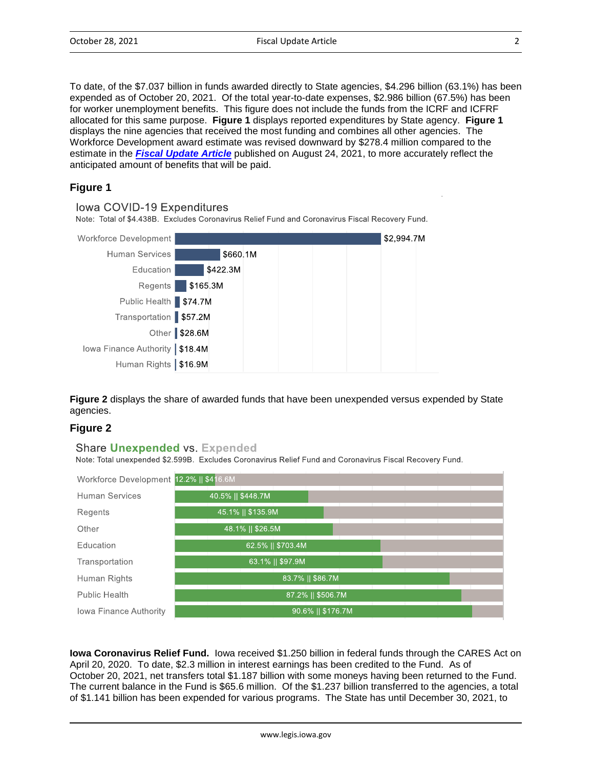To date, of the $7.037 billion in funds awarded directly to State agencies, $4.296 billion (63.1%) has been expended as of October 20, 2021. Of the total year-to-date expenses, $2.986 billion (67.5%) has been for worker unemployment benefits. This figure does not include the funds from the ICRF and ICFRF allocated for this same purpose. **Figure 1** displays reported expenditures by State agency. **Figure 1** displays the nine agencies that received the most funding and combines all other agencies. The Workforce Development award estimate was revised downward by $278.4 million compared to the estimate in the ***Fiscal Update Article*** published on August 24, 2021, to more accurately reflect the anticipated amount of benefits that will be paid.

### Figure 1

Iowa COVID-19 Expenditures

Note: Total of $4.438B. Excludes Coronavirus Relief Fund and Coronavirus Fiscal Recovery Fund.

| Agency | Expenditures |
| --- | --- |
| Workforce Development | $2,994.7M |
| Human Services | $660.1M |
| Education | $422.3M |
| Regents | $165.3M |
| Public Health | $74.7M |
| Transportation | $57.2M |
| Other | $28.6M |
| Iowa Finance Authority | $18.4M |
| Human Rights | $16.9M |

**Figure 2** displays the share of awarded funds that have been unexpended versus expended by State agencies.

### Figure 2

Share **Unexpended** vs. **Expended**

Note: Total unexpended $2.599B. Excludes Coronavirus Relief Fund and Coronavirus Fiscal Recovery Fund.

| Agency | Unexpended |
| --- | --- |
| Workforce Development | 12.2% \|\| $416.6M |
| Human Services | 40.5% \|\| $448.7M |
| Regents | 45.1% \|\| $135.9M |
| Other | 48.1% \|\| $26.5M |
| Education | 62.5% \|\| $703.4M |
| Transportation | 63.1% \|\| $97.9M |
| Human Rights | 83.7% \|\| $86.7M |
| Public Health | 87.2% \|\| $506.7M |
| Iowa Finance Authority | 90.6% \|\| $176.7M |

**Iowa Coronavirus Relief Fund.** Iowa received $1.250 billion in federal funds through the CARES Act on April 20, 2020. To date, $2.3 million in interest earnings has been credited to the Fund. As of October 20, 2021, net transfers total $1.187 billion with some moneys having been returned to the Fund. The current balance in the Fund is $65.6 million. Of the $1.237 billion transferred to the agencies, a total of $1.141 billion has been expended for various programs. The State has until December 30, 2021, to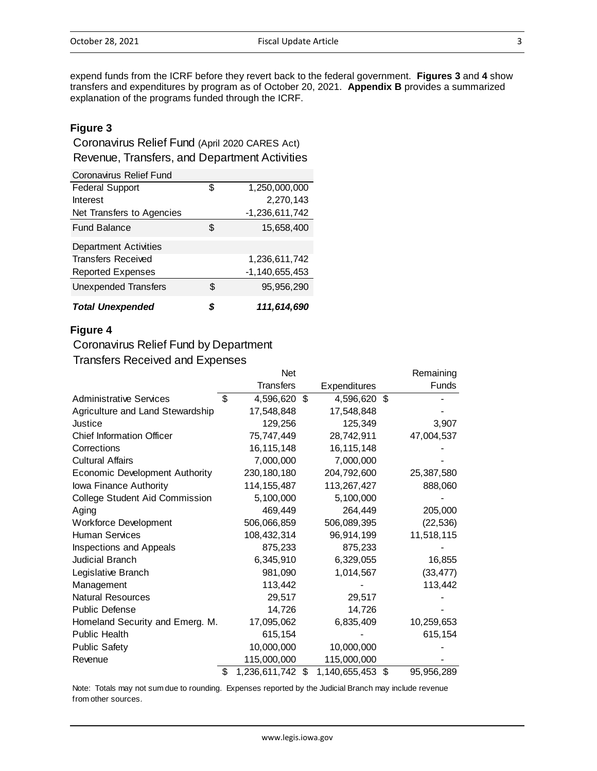expend funds from the ICRF before they revert back to the federal government. **Figures 3** and **4** show transfers and expenditures by program as of October 20, 2021. **Appendix B** provides a summarized explanation of the programs funded through the ICRF.

## Figure 3

Coronavirus Relief Fund (April 2020 CARES Act)
Revenue, Transfers, and Department Activities

| Coronavirus Relief Fund | | |
|---|---|---|
| Federal Support | $ | 1,250,000,000 |
| Interest | | 2,270,143 |
| Net Transfers to Agencies | | -1,236,611,742 |
| Fund Balance | $ | 15,658,400 |
| Department Activities | | |
| Transfers Received | | 1,236,611,742 |
| Reported Expenses | | -1,140,655,453 |
| Unexpended Transfers | $ | 95,956,290 |
| ***Total Unexpended*** | ***$*** | ***111,614,690*** |

## Figure 4

Coronavirus Relief Fund by Department
Transfers Received and Expenses

| | Net Transfers | Expenditures | Remaining Funds |
|---|---|---|---|
| Administrative Services | $ 4,596,620 | $ 4,596,620 | $ - |
| Agriculture and Land Stewardship | 17,548,848 | 17,548,848 | - |
| Justice | 129,256 | 125,349 | 3,907 |
| Chief Information Officer | 75,747,449 | 28,742,911 | 47,004,537 |
| Corrections | 16,115,148 | 16,115,148 | - |
| Cultural Affairs | 7,000,000 | 7,000,000 | - |
| Economic Development Authority | 230,180,180 | 204,792,600 | 25,387,580 |
| Iowa Finance Authority | 114,155,487 | 113,267,427 | 888,060 |
| College Student Aid Commission | 5,100,000 | 5,100,000 | - |
| Aging | 469,449 | 264,449 | 205,000 |
| Workforce Development | 506,066,859 | 506,089,395 | (22,536) |
| Human Services | 108,432,314 | 96,914,199 | 11,518,115 |
| Inspections and Appeals | 875,233 | 875,233 | - |
| Judicial Branch | 6,345,910 | 6,329,055 | 16,855 |
| Legislative Branch | 981,090 | 1,014,567 | (33,477) |
| Management | 113,442 | - | 113,442 |
| Natural Resources | 29,517 | 29,517 | - |
| Public Defense | 14,726 | 14,726 | - |
| Homeland Security and Emerg. M. | 17,095,062 | 6,835,409 | 10,259,653 |
| Public Health | 615,154 | - | 615,154 |
| Public Safety | 10,000,000 | 10,000,000 | - |
| Revenue | 115,000,000 | 115,000,000 | - |
| | $ 1,236,611,742 | $ 1,140,655,453 | $ 95,956,289 |

Note: Totals may not sum due to rounding. Expenses reported by the Judicial Branch may include revenue from other sources.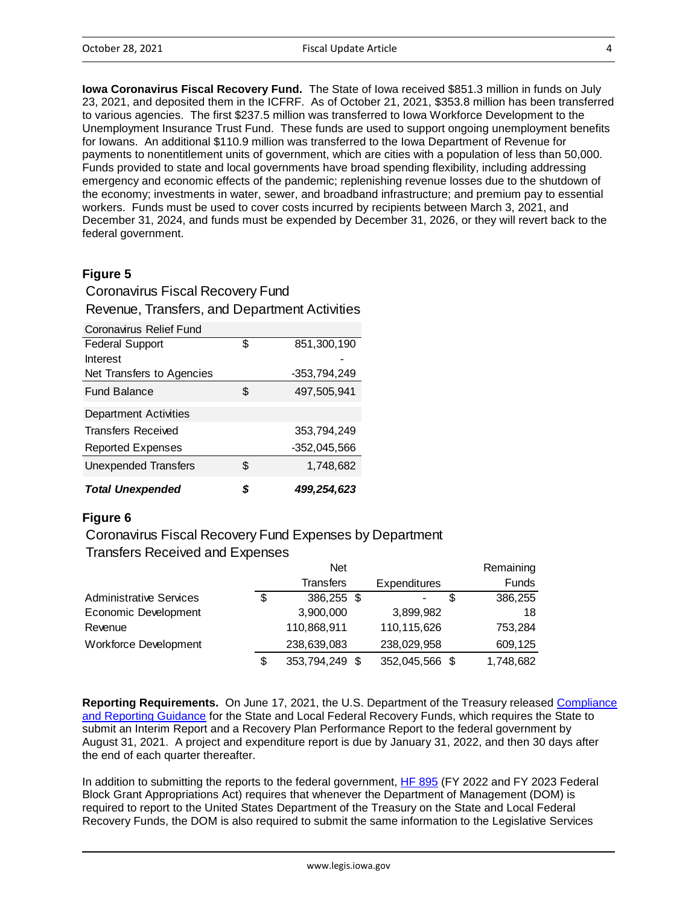**Iowa Coronavirus Fiscal Recovery Fund.** The State of Iowa received $851.3 million in funds on July 23, 2021, and deposited them in the ICFRF. As of October 21, 2021, $353.8 million has been transferred to various agencies. The first $237.5 million was transferred to Iowa Workforce Development to the Unemployment Insurance Trust Fund. These funds are used to support ongoing unemployment benefits for Iowans. An additional $110.9 million was transferred to the Iowa Department of Revenue for payments to nonentitlement units of government, which are cities with a population of less than 50,000. Funds provided to state and local governments have broad spending flexibility, including addressing emergency and economic effects of the pandemic; replenishing revenue losses due to the shutdown of the economy; investments in water, sewer, and broadband infrastructure; and premium pay to essential workers. Funds must be used to cover costs incurred by recipients between March 3, 2021, and December 31, 2024, and funds must be expended by December 31, 2026, or they will revert back to the federal government.

### Figure 5

Coronavirus Fiscal Recovery Fund

Revenue, Transfers, and Department Activities

| Coronavirus Relief Fund | | |
|---|---|---|
| Federal Support | $ | 851,300,190 |
| Interest | | - |
| Net Transfers to Agencies | | -353,794,249 |
| Fund Balance | $ | 497,505,941 |
| Department Activities | | |
| Transfers Received | | 353,794,249 |
| Reported Expenses | | -352,045,566 |
| Unexpended Transfers | $ | 1,748,682 |
| ***Total Unexpended*** | ***$*** | ***499,254,623*** |

### Figure 6

Coronavirus Fiscal Recovery Fund Expenses by Department

Transfers Received and Expenses

| | Net Transfers | Expenditures | Remaining Funds |
|---|---|---|---|
| Administrative Services | $ 386,255 | $ - | $ 386,255 |
| Economic Development | 3,900,000 | 3,899,982 | 18 |
| Revenue | 110,868,911 | 110,115,626 | 753,284 |
| Workforce Development | 238,639,083 | 238,029,958 | 609,125 |
| | $ 353,794,249 | $ 352,045,566 | $ 1,748,682 |

**Reporting Requirements.** On June 17, 2021, the U.S. Department of the Treasury released Compliance and Reporting Guidance for the State and Local Federal Recovery Funds, which requires the State to submit an Interim Report and a Recovery Plan Performance Report to the federal government by August 31, 2021. A project and expenditure report is due by January 31, 2022, and then 30 days after the end of each quarter thereafter.

In addition to submitting the reports to the federal government, HF 895 (FY 2022 and FY 2023 Federal Block Grant Appropriations Act) requires that whenever the Department of Management (DOM) is required to report to the United States Department of the Treasury on the State and Local Federal Recovery Funds, the DOM is also required to submit the same information to the Legislative Services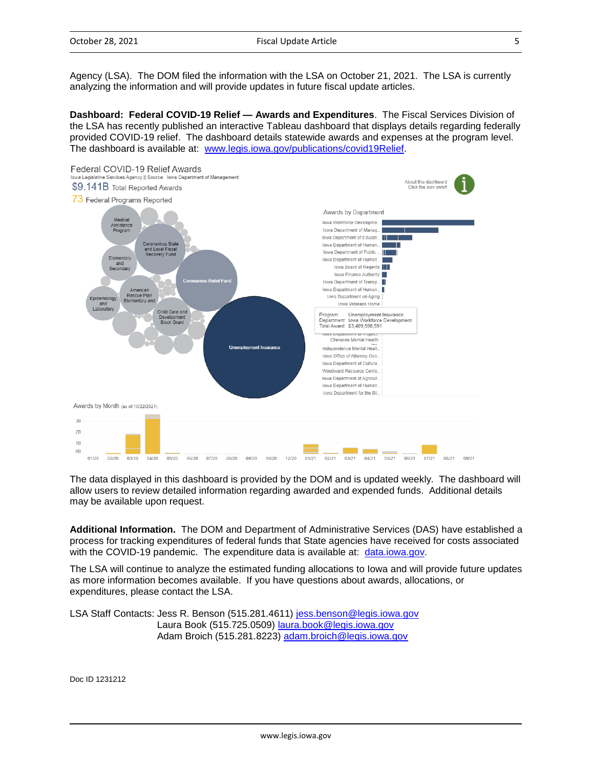Agency (LSA). The DOM filed the information with the LSA on October 21, 2021. The LSA is currently analyzing the information and will provide updates in future fiscal update articles.

**Dashboard: Federal COVID-19 Relief — Awards and Expenditures**. The Fiscal Services Division of the LSA has recently published an interactive Tableau dashboard that displays details regarding federally provided COVID-19 relief. The dashboard details statewide awards and expenses at the program level. The dashboard is available at: [www.legis.iowa.gov/publications/covid19Relief](www.legis.iowa.gov/publications/covid19Relief).

The data displayed in this dashboard is provided by the DOM and is updated weekly. The dashboard will allow users to review detailed information regarding awarded and expended funds. Additional details may be available upon request.

**Additional Information.** The DOM and Department of Administrative Services (DAS) have established a process for tracking expenditures of federal funds that State agencies have received for costs associated with the COVID-19 pandemic. The expenditure data is available at: [data.iowa.gov](data.iowa.gov).

The LSA will continue to analyze the estimated funding allocations to Iowa and will provide future updates as more information becomes available. If you have questions about awards, allocations, or expenditures, please contact the LSA.

LSA Staff Contacts: Jess R. Benson (515.281.4611) jess.benson@legis.iowa.gov
Laura Book (515.725.0509) laura.book@legis.iowa.gov
Adam Broich (515.281.8223) adam.broich@legis.iowa.gov

Doc ID 1231212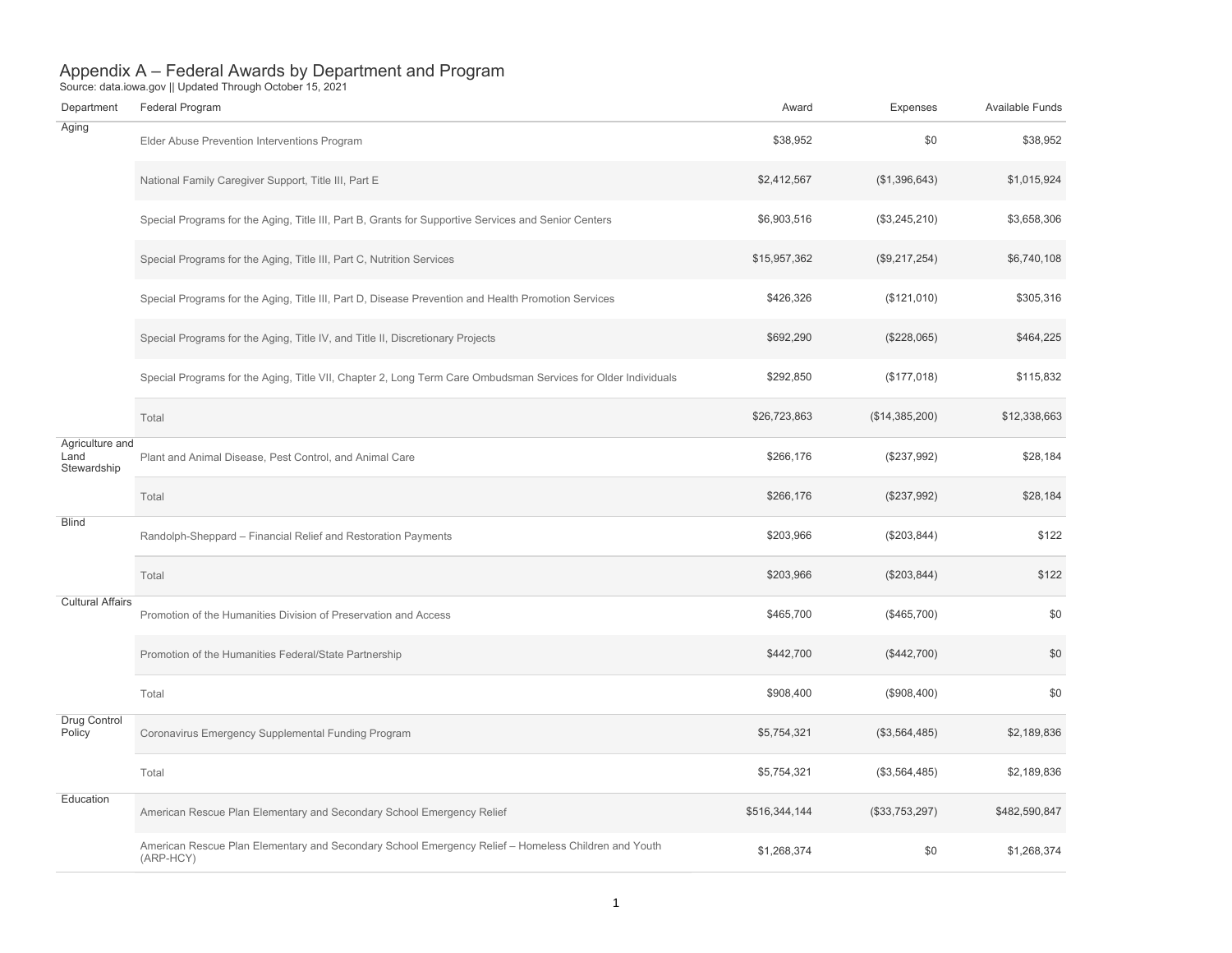# Appendix A – Federal Awards by Department and Program

Source: data.iowa.gov || Updated Through October 15, 2021

| Department | Federal Program | Award | Expenses | Available Funds |
|---|---|---|---|---|
| Aging | Elder Abuse Prevention Interventions Program | $38,952 | $0 | $38,952 |
| | National Family Caregiver Support, Title III, Part E | $2,412,567 | ($1,396,643) | $1,015,924 |
| | Special Programs for the Aging, Title III, Part B, Grants for Supportive Services and Senior Centers | $6,903,516 | ($3,245,210) | $3,658,306 |
| | Special Programs for the Aging, Title III, Part C, Nutrition Services | $15,957,362 | ($9,217,254) | $6,740,108 |
| | Special Programs for the Aging, Title III, Part D, Disease Prevention and Health Promotion Services | $426,326 | ($121,010) | $305,316 |
| | Special Programs for the Aging, Title IV, and Title II, Discretionary Projects | $692,290 | ($228,065) | $464,225 |
| | Special Programs for the Aging, Title VII, Chapter 2, Long Term Care Ombudsman Services for Older Individuals | $292,850 | ($177,018) | $115,832 |
| | Total | $26,723,863 | ($14,385,200) | $12,338,663 |
| Agriculture and Land Stewardship | Plant and Animal Disease, Pest Control, and Animal Care | $266,176 | ($237,992) | $28,184 |
| | Total | $266,176 | ($237,992) | $28,184 |
| Blind | Randolph-Sheppard – Financial Relief and Restoration Payments | $203,966 | ($203,844) | $122 |
| | Total | $203,966 | ($203,844) | $122 |
| Cultural Affairs | Promotion of the Humanities Division of Preservation and Access | $465,700 | ($465,700) | $0 |
| | Promotion of the Humanities Federal/State Partnership | $442,700 | ($442,700) | $0 |
| | Total | $908,400 | ($908,400) | $0 |
| Drug Control Policy | Coronavirus Emergency Supplemental Funding Program | $5,754,321 | ($3,564,485) | $2,189,836 |
| | Total | $5,754,321 | ($3,564,485) | $2,189,836 |
| Education | American Rescue Plan Elementary and Secondary School Emergency Relief | $516,344,144 | ($33,753,297) | $482,590,847 |
| | American Rescue Plan Elementary and Secondary School Emergency Relief – Homeless Children and Youth (ARP-HCY) | $1,268,374 | $0 | $1,268,374 |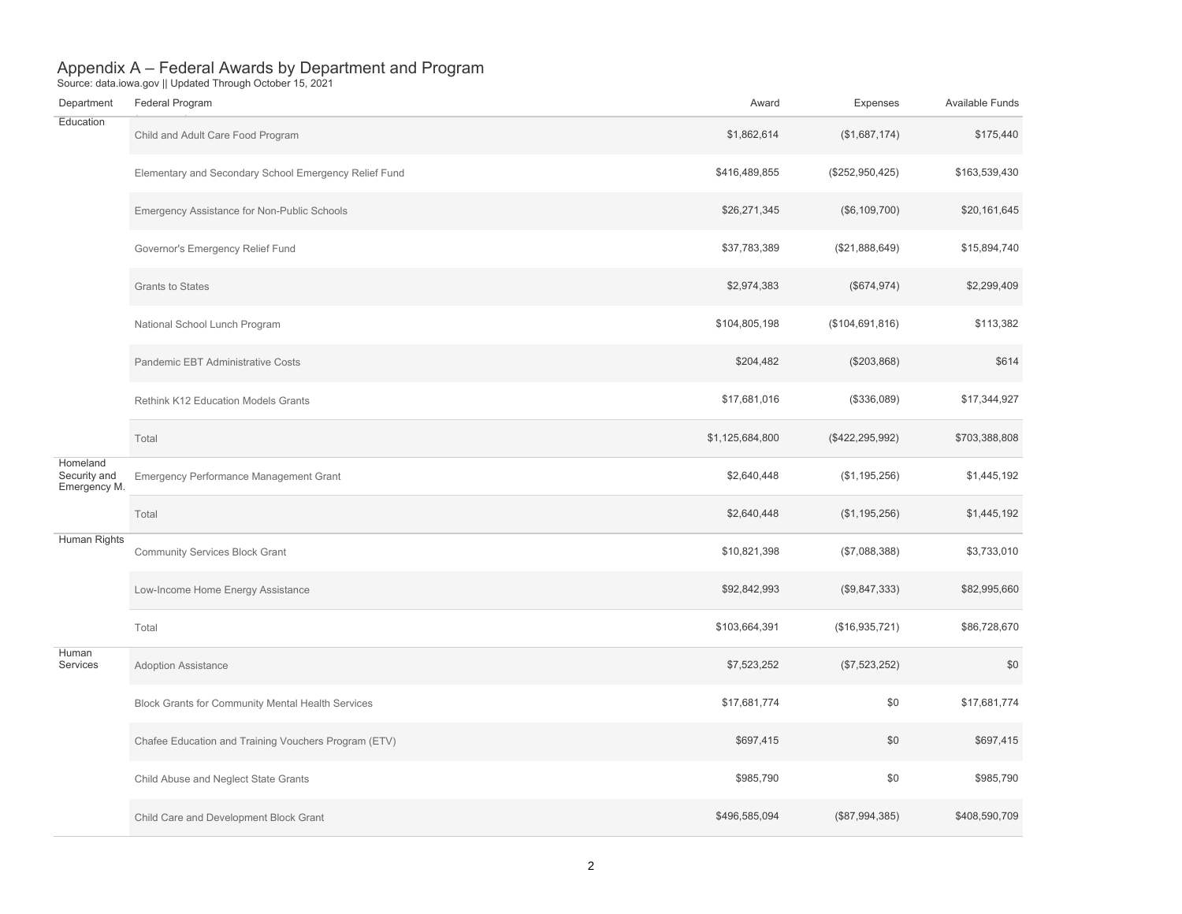# Appendix A – Federal Awards by Department and Program

Source: data.iowa.gov || Updated Through October 15, 2021

| Department | Federal Program | Award | Expenses | Available Funds |
|---|---|---|---|---|
| Education | Child and Adult Care Food Program | $1,862,614 | ($1,687,174) | $175,440 |
| | Elementary and Secondary School Emergency Relief Fund | $416,489,855 | ($252,950,425) | $163,539,430 |
| | Emergency Assistance for Non-Public Schools | $26,271,345 | ($6,109,700) | $20,161,645 |
| | Governor's Emergency Relief Fund | $37,783,389 | ($21,888,649) | $15,894,740 |
| | Grants to States | $2,974,383 | ($674,974) | $2,299,409 |
| | National School Lunch Program | $104,805,198 | ($104,691,816) | $113,382 |
| | Pandemic EBT Administrative Costs | $204,482 | ($203,868) | $614 |
| | Rethink K12 Education Models Grants | $17,681,016 | ($336,089) | $17,344,927 |
| | Total | $1,125,684,800 | ($422,295,992) | $703,388,808 |
| Homeland Security and Emergency M. | Emergency Performance Management Grant | $2,640,448 | ($1,195,256) | $1,445,192 |
| | Total | $2,640,448 | ($1,195,256) | $1,445,192 |
| Human Rights | Community Services Block Grant | $10,821,398 | ($7,088,388) | $3,733,010 |
| | Low-Income Home Energy Assistance | $92,842,993 | ($9,847,333) | $82,995,660 |
| | Total | $103,664,391 | ($16,935,721) | $86,728,670 |
| Human Services | Adoption Assistance | $7,523,252 | ($7,523,252) | $0 |
| | Block Grants for Community Mental Health Services | $17,681,774 | $0 | $17,681,774 |
| | Chafee Education and Training Vouchers Program (ETV) | $697,415 | $0 | $697,415 |
| | Child Abuse and Neglect State Grants | $985,790 | $0 | $985,790 |
| | Child Care and Development Block Grant | $496,585,094 | ($87,994,385) | $408,590,709 |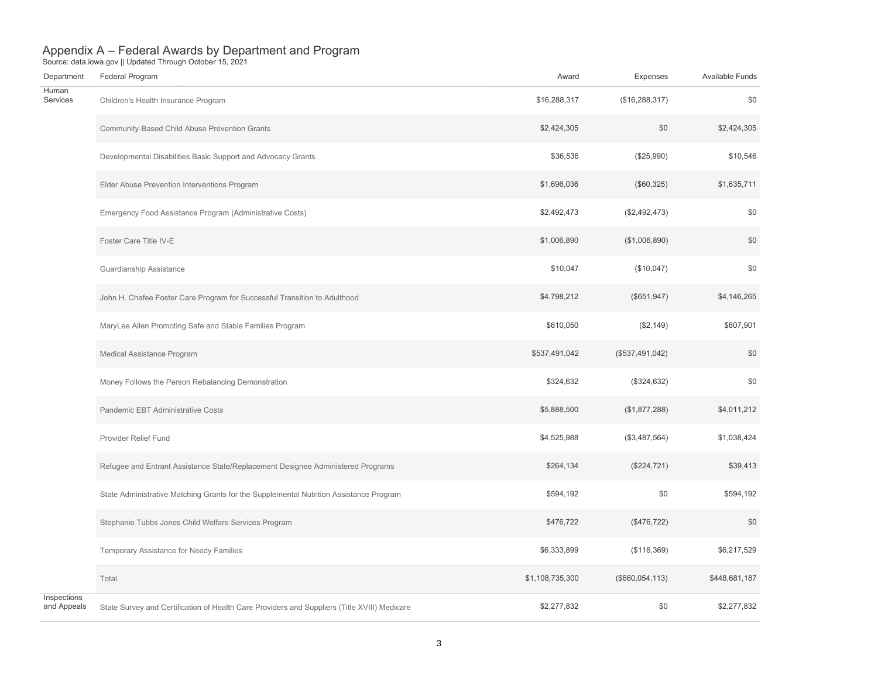# Appendix A – Federal Awards by Department and Program

Source: data.iowa.gov || Updated Through October 15, 2021

| Department | Federal Program | Award | Expenses | Available Funds |
|---|---|---|---|---|
| Human Services | Children's Health Insurance Program | $16,288,317 | ($16,288,317) | $0 |
| | Community-Based Child Abuse Prevention Grants | $2,424,305 | $0 | $2,424,305 |
| | Developmental Disabilities Basic Support and Advocacy Grants | $36,536 | ($25,990) | $10,546 |
| | Elder Abuse Prevention Interventions Program | $1,696,036 | ($60,325) | $1,635,711 |
| | Emergency Food Assistance Program (Administrative Costs) | $2,492,473 | ($2,492,473) | $0 |
| | Foster Care Title IV-E | $1,006,890 | ($1,006,890) | $0 |
| | Guardianship Assistance | $10,047 | ($10,047) | $0 |
| | John H. Chafee Foster Care Program for Successful Transition to Adulthood | $4,798,212 | ($651,947) | $4,146,265 |
| | MaryLee Allen Promoting Safe and Stable Families Program | $610,050 | ($2,149) | $607,901 |
| | Medical Assistance Program | $537,491,042 | ($537,491,042) | $0 |
| | Money Follows the Person Rebalancing Demonstration | $324,632 | ($324,632) | $0 |
| | Pandemic EBT Administrative Costs | $5,888,500 | ($1,877,288) | $4,011,212 |
| | Provider Relief Fund | $4,525,988 | ($3,487,564) | $1,038,424 |
| | Refugee and Entrant Assistance State/Replacement Designee Administered Programs | $264,134 | ($224,721) | $39,413 |
| | State Administrative Matching Grants for the Supplemental Nutrition Assistance Program | $594,192 | $0 | $594,192 |
| | Stephanie Tubbs Jones Child Welfare Services Program | $476,722 | ($476,722) | $0 |
| | Temporary Assistance for Needy Families | $6,333,899 | ($116,369) | $6,217,529 |
| | Total | $1,108,735,300 | ($660,054,113) | $448,681,187 |
| Inspections and Appeals | State Survey and Certification of Health Care Providers and Suppliers (Title XVIII) Medicare | $2,277,832 | $0 | $2,277,832 |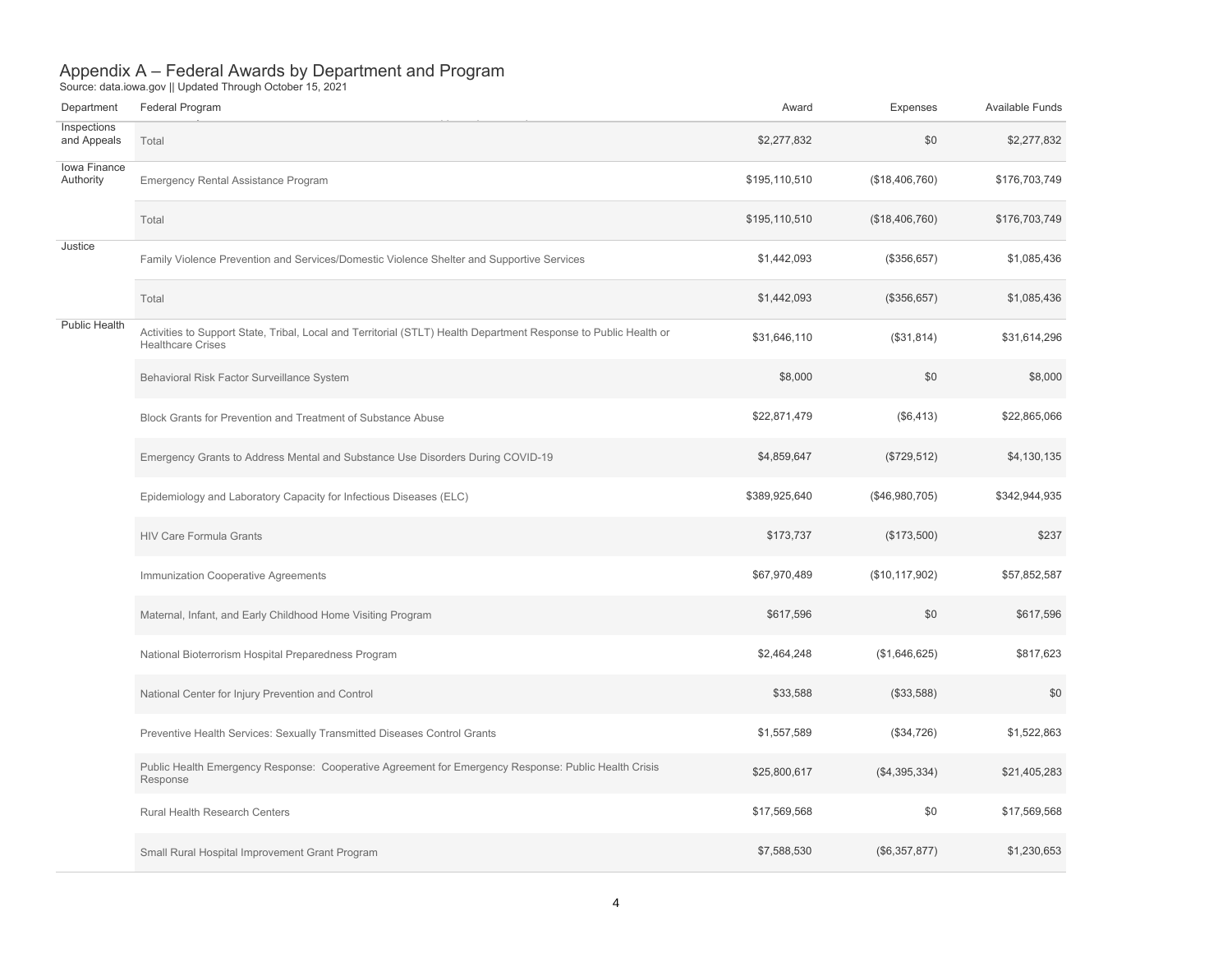## Appendix A – Federal Awards by Department and Program

Source: data.iowa.gov || Updated Through October 15, 2021

| Department | Federal Program | Award | Expenses | Available Funds |
|---|---|---|---|---|
| Inspections and Appeals | Total | $2,277,832 | $0 | $2,277,832 |
| Iowa Finance Authority | Emergency Rental Assistance Program | $195,110,510 | ($18,406,760) | $176,703,749 |
| | Total | $195,110,510 | ($18,406,760) | $176,703,749 |
| Justice | Family Violence Prevention and Services/Domestic Violence Shelter and Supportive Services | $1,442,093 | ($356,657) | $1,085,436 |
| | Total | $1,442,093 | ($356,657) | $1,085,436 |
| Public Health | Activities to Support State, Tribal, Local and Territorial (STLT) Health Department Response to Public Health or Healthcare Crises | $31,646,110 | ($31,814) | $31,614,296 |
| | Behavioral Risk Factor Surveillance System | $8,000 | $0 | $8,000 |
| | Block Grants for Prevention and Treatment of Substance Abuse | $22,871,479 | ($6,413) | $22,865,066 |
| | Emergency Grants to Address Mental and Substance Use Disorders During COVID-19 | $4,859,647 | ($729,512) | $4,130,135 |
| | Epidemiology and Laboratory Capacity for Infectious Diseases (ELC) | $389,925,640 | ($46,980,705) | $342,944,935 |
| | HIV Care Formula Grants | $173,737 | ($173,500) | $237 |
| | Immunization Cooperative Agreements | $67,970,489 | ($10,117,902) | $57,852,587 |
| | Maternal, Infant, and Early Childhood Home Visiting Program | $617,596 | $0 | $617,596 |
| | National Bioterrorism Hospital Preparedness Program | $2,464,248 | ($1,646,625) | $817,623 |
| | National Center for Injury Prevention and Control | $33,588 | ($33,588) | $0 |
| | Preventive Health Services: Sexually Transmitted Diseases Control Grants | $1,557,589 | ($34,726) | $1,522,863 |
| | Public Health Emergency Response: Cooperative Agreement for Emergency Response: Public Health Crisis Response | $25,800,617 | ($4,395,334) | $21,405,283 |
| | Rural Health Research Centers | $17,569,568 | $0 | $17,569,568 |
| | Small Rural Hospital Improvement Grant Program | $7,588,530 | ($6,357,877) | $1,230,653 |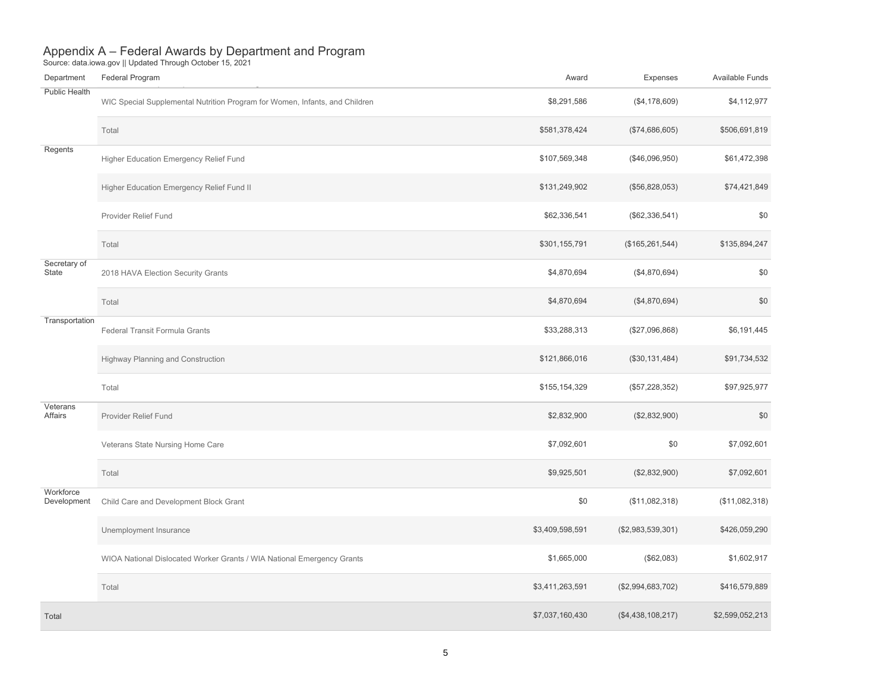## Appendix A – Federal Awards by Department and Program

Source: data.iowa.gov || Updated Through October 15, 2021

| Department | Federal Program | Award | Expenses | Available Funds |
|---|---|---|---|---|
| Public Health | WIC Special Supplemental Nutrition Program for Women, Infants, and Children | $8,291,586 | ($4,178,609) | $4,112,977 |
| | Total | $581,378,424 | ($74,686,605) | $506,691,819 |
| Regents | Higher Education Emergency Relief Fund | $107,569,348 | ($46,096,950) | $61,472,398 |
| | Higher Education Emergency Relief Fund II | $131,249,902 | ($56,828,053) | $74,421,849 |
| | Provider Relief Fund | $62,336,541 | ($62,336,541) | $0 |
| | Total | $301,155,791 | ($165,261,544) | $135,894,247 |
| Secretary of State | 2018 HAVA Election Security Grants | $4,870,694 | ($4,870,694) | $0 |
| | Total | $4,870,694 | ($4,870,694) | $0 |
| Transportation | Federal Transit Formula Grants | $33,288,313 | ($27,096,868) | $6,191,445 |
| | Highway Planning and Construction | $121,866,016 | ($30,131,484) | $91,734,532 |
| | Total | $155,154,329 | ($57,228,352) | $97,925,977 |
| Veterans Affairs | Provider Relief Fund | $2,832,900 | ($2,832,900) | $0 |
| | Veterans State Nursing Home Care | $7,092,601 | $0 | $7,092,601 |
| | Total | $9,925,501 | ($2,832,900) | $7,092,601 |
| Workforce Development | Child Care and Development Block Grant | $0 | ($11,082,318) | ($11,082,318) |
| | Unemployment Insurance | $3,409,598,591 | ($2,983,539,301) | $426,059,290 |
| | WIOA National Dislocated Worker Grants / WIA National Emergency Grants | $1,665,000 | ($62,083) | $1,602,917 |
| | Total | $3,411,263,591 | ($2,994,683,702) | $416,579,889 |
| Total | | $7,037,160,430 | ($4,438,108,217) | $2,599,052,213 |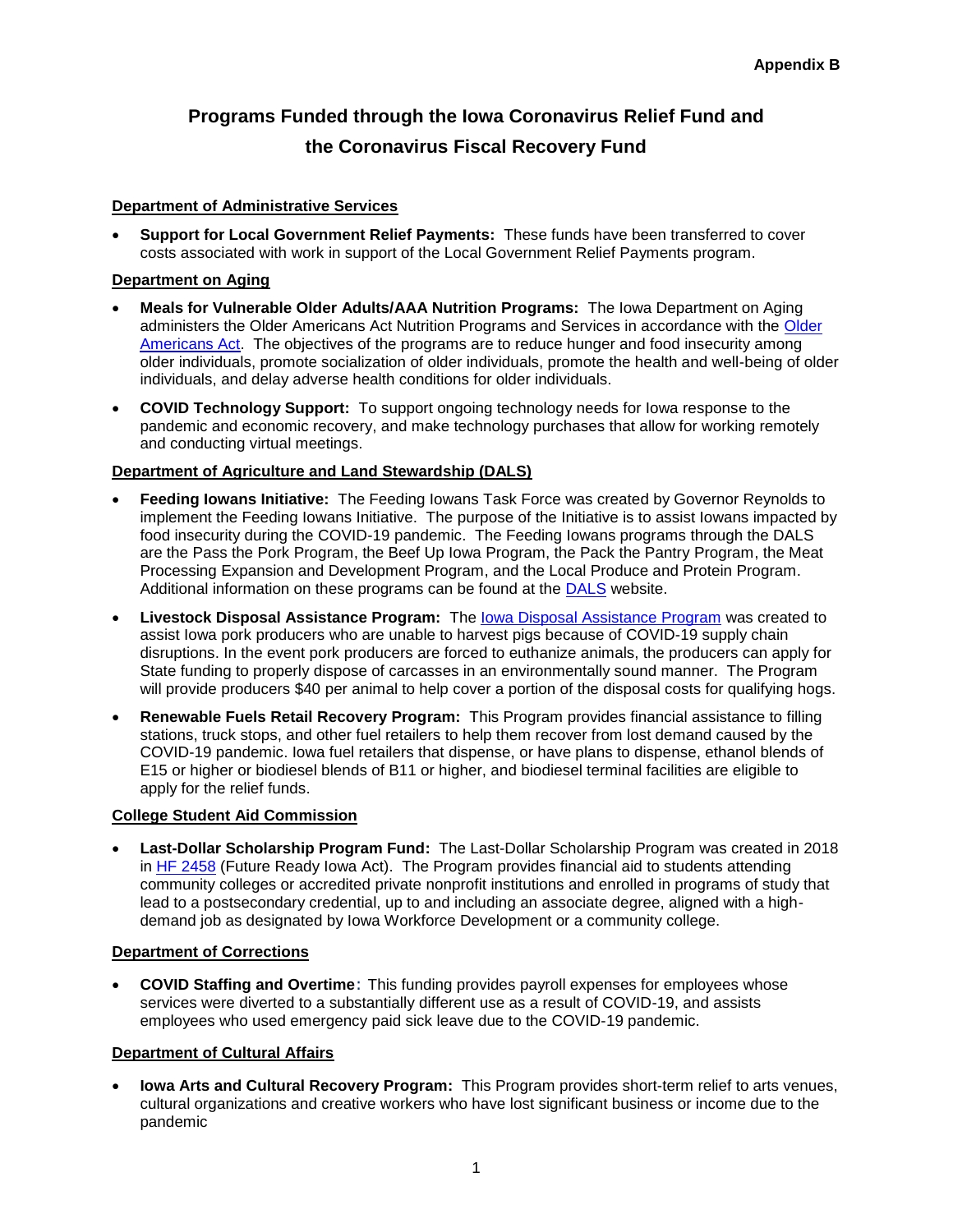**Appendix B**

# Programs Funded through the Iowa Coronavirus Relief Fund and the Coronavirus Fiscal Recovery Fund

**Department of Administrative Services**

- **Support for Local Government Relief Payments:** These funds have been transferred to cover costs associated with work in support of the Local Government Relief Payments program.

**Department on Aging**

- **Meals for Vulnerable Older Adults/AAA Nutrition Programs:** The Iowa Department on Aging administers the Older Americans Act Nutrition Programs and Services in accordance with the Older Americans Act. The objectives of the programs are to reduce hunger and food insecurity among older individuals, promote socialization of older individuals, promote the health and well-being of older individuals, and delay adverse health conditions for older individuals.
- **COVID Technology Support:** To support ongoing technology needs for Iowa response to the pandemic and economic recovery, and make technology purchases that allow for working remotely and conducting virtual meetings.

**Department of Agriculture and Land Stewardship (DALS)**

- **Feeding Iowans Initiative:** The Feeding Iowans Task Force was created by Governor Reynolds to implement the Feeding Iowans Initiative. The purpose of the Initiative is to assist Iowans impacted by food insecurity during the COVID-19 pandemic. The Feeding Iowans programs through the DALS are the Pass the Pork Program, the Beef Up Iowa Program, the Pack the Pantry Program, the Meat Processing Expansion and Development Program, and the Local Produce and Protein Program. Additional information on these programs can be found at the DALS website.
- **Livestock Disposal Assistance Program:** The Iowa Disposal Assistance Program was created to assist Iowa pork producers who are unable to harvest pigs because of COVID-19 supply chain disruptions. In the event pork producers are forced to euthanize animals, the producers can apply for State funding to properly dispose of carcasses in an environmentally sound manner. The Program will provide producers $40 per animal to help cover a portion of the disposal costs for qualifying hogs.
- **Renewable Fuels Retail Recovery Program:** This Program provides financial assistance to filling stations, truck stops, and other fuel retailers to help them recover from lost demand caused by the COVID-19 pandemic. Iowa fuel retailers that dispense, or have plans to dispense, ethanol blends of E15 or higher or biodiesel blends of B11 or higher, and biodiesel terminal facilities are eligible to apply for the relief funds.

**College Student Aid Commission**

- **Last-Dollar Scholarship Program Fund:** The Last-Dollar Scholarship Program was created in 2018 in HF 2458 (Future Ready Iowa Act). The Program provides financial aid to students attending community colleges or accredited private nonprofit institutions and enrolled in programs of study that lead to a postsecondary credential, up to and including an associate degree, aligned with a high-demand job as designated by Iowa Workforce Development or a community college.

**Department of Corrections**

- **COVID Staffing and Overtime:** This funding provides payroll expenses for employees whose services were diverted to a substantially different use as a result of COVID-19, and assists employees who used emergency paid sick leave due to the COVID-19 pandemic.

**Department of Cultural Affairs**

- **Iowa Arts and Cultural Recovery Program:** This Program provides short-term relief to arts venues, cultural organizations and creative workers who have lost significant business or income due to the pandemic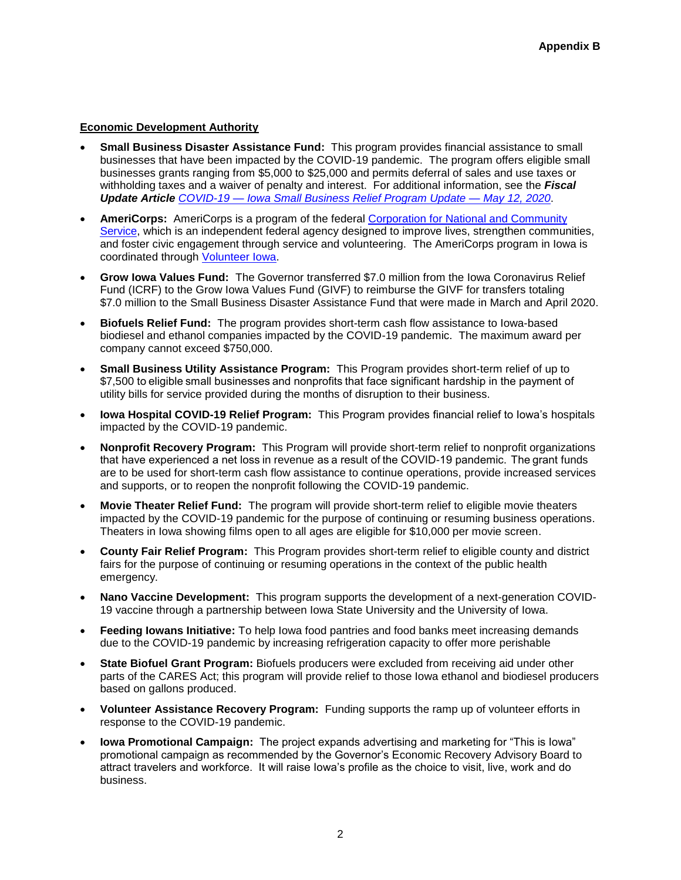## Appendix B

**Economic Development Authority**

- **Small Business Disaster Assistance Fund:** This program provides financial assistance to small businesses that have been impacted by the COVID-19 pandemic. The program offers eligible small businesses grants ranging from $5,000 to $25,000 and permits deferral of sales and use taxes or withholding taxes and a waiver of penalty and interest. For additional information, see the ***Fiscal Update Article*** *COVID-19 — Iowa Small Business Relief Program Update — May 12, 2020*.
- **AmeriCorps:** AmeriCorps is a program of the federal Corporation for National and Community Service, which is an independent federal agency designed to improve lives, strengthen communities, and foster civic engagement through service and volunteering. The AmeriCorps program in Iowa is coordinated through Volunteer Iowa.
- **Grow Iowa Values Fund:** The Governor transferred $7.0 million from the Iowa Coronavirus Relief Fund (ICRF) to the Grow Iowa Values Fund (GIVF) to reimburse the GIVF for transfers totaling $7.0 million to the Small Business Disaster Assistance Fund that were made in March and April 2020.
- **Biofuels Relief Fund:** The program provides short-term cash flow assistance to Iowa-based biodiesel and ethanol companies impacted by the COVID-19 pandemic. The maximum award per company cannot exceed $750,000.
- **Small Business Utility Assistance Program:** This Program provides short-term relief of up to $7,500 to eligible small businesses and nonprofits that face significant hardship in the payment of utility bills for service provided during the months of disruption to their business.
- **Iowa Hospital COVID-19 Relief Program:** This Program provides financial relief to Iowa's hospitals impacted by the COVID-19 pandemic.
- **Nonprofit Recovery Program:** This Program will provide short-term relief to nonprofit organizations that have experienced a net loss in revenue as a result of the COVID-19 pandemic. The grant funds are to be used for short-term cash flow assistance to continue operations, provide increased services and supports, or to reopen the nonprofit following the COVID-19 pandemic.
- **Movie Theater Relief Fund:** The program will provide short-term relief to eligible movie theaters impacted by the COVID-19 pandemic for the purpose of continuing or resuming business operations. Theaters in Iowa showing films open to all ages are eligible for $10,000 per movie screen.
- **County Fair Relief Program:** This Program provides short-term relief to eligible county and district fairs for the purpose of continuing or resuming operations in the context of the public health emergency.
- **Nano Vaccine Development:** This program supports the development of a next-generation COVID-19 vaccine through a partnership between Iowa State University and the University of Iowa.
- **Feeding Iowans Initiative:** To help Iowa food pantries and food banks meet increasing demands due to the COVID-19 pandemic by increasing refrigeration capacity to offer more perishable
- **State Biofuel Grant Program:** Biofuels producers were excluded from receiving aid under other parts of the CARES Act; this program will provide relief to those Iowa ethanol and biodiesel producers based on gallons produced.
- **Volunteer Assistance Recovery Program:** Funding supports the ramp up of volunteer efforts in response to the COVID-19 pandemic.
- **Iowa Promotional Campaign:** The project expands advertising and marketing for "This is Iowa" promotional campaign as recommended by the Governor's Economic Recovery Advisory Board to attract travelers and workforce. It will raise Iowa's profile as the choice to visit, live, work and do business.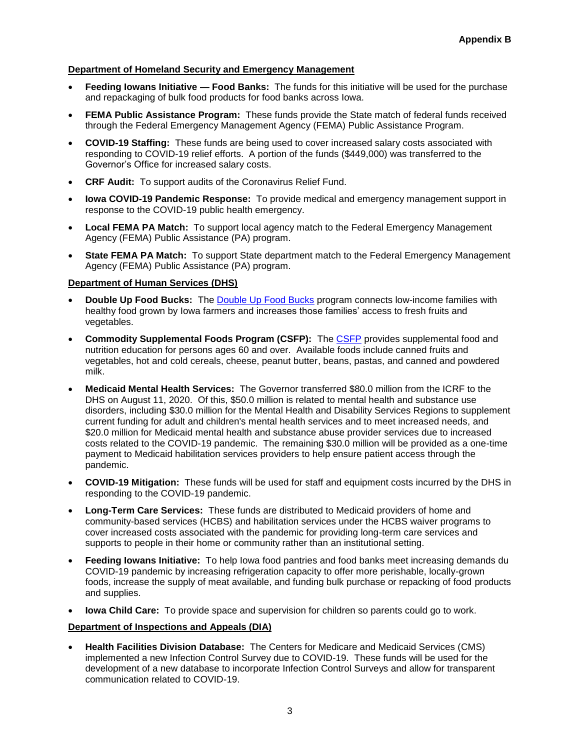**Appendix B**

**Department of Homeland Security and Emergency Management**

- **Feeding Iowans Initiative — Food Banks:** The funds for this initiative will be used for the purchase and repackaging of bulk food products for food banks across Iowa.
- **FEMA Public Assistance Program:** These funds provide the State match of federal funds received through the Federal Emergency Management Agency (FEMA) Public Assistance Program.
- **COVID-19 Staffing:** These funds are being used to cover increased salary costs associated with responding to COVID-19 relief efforts. A portion of the funds ($449,000) was transferred to the Governor's Office for increased salary costs.
- **CRF Audit:** To support audits of the Coronavirus Relief Fund.
- **Iowa COVID-19 Pandemic Response:** To provide medical and emergency management support in response to the COVID-19 public health emergency.
- **Local FEMA PA Match:** To support local agency match to the Federal Emergency Management Agency (FEMA) Public Assistance (PA) program.
- **State FEMA PA Match:** To support State department match to the Federal Emergency Management Agency (FEMA) Public Assistance (PA) program.

**Department of Human Services (DHS)**

- **Double Up Food Bucks:** The Double Up Food Bucks program connects low-income families with healthy food grown by Iowa farmers and increases those families' access to fresh fruits and vegetables.
- **Commodity Supplemental Foods Program (CSFP):** The CSFP provides supplemental food and nutrition education for persons ages 60 and over. Available foods include canned fruits and vegetables, hot and cold cereals, cheese, peanut butter, beans, pastas, and canned and powdered milk.
- **Medicaid Mental Health Services:** The Governor transferred $80.0 million from the ICRF to the DHS on August 11, 2020. Of this, $50.0 million is related to mental health and substance use disorders, including $30.0 million for the Mental Health and Disability Services Regions to supplement current funding for adult and children's mental health services and to meet increased needs, and $20.0 million for Medicaid mental health and substance abuse provider services due to increased costs related to the COVID-19 pandemic. The remaining $30.0 million will be provided as a one-time payment to Medicaid habilitation services providers to help ensure patient access through the pandemic.
- **COVID-19 Mitigation:** These funds will be used for staff and equipment costs incurred by the DHS in responding to the COVID-19 pandemic.
- **Long-Term Care Services:** These funds are distributed to Medicaid providers of home and community-based services (HCBS) and habilitation services under the HCBS waiver programs to cover increased costs associated with the pandemic for providing long-term care services and supports to people in their home or community rather than an institutional setting.
- **Feeding Iowans Initiative:** To help Iowa food pantries and food banks meet increasing demands du COVID-19 pandemic by increasing refrigeration capacity to offer more perishable, locally-grown foods, increase the supply of meat available, and funding bulk purchase or repacking of food products and supplies.
- **Iowa Child Care:** To provide space and supervision for children so parents could go to work.

**Department of Inspections and Appeals (DIA)**

- **Health Facilities Division Database:** The Centers for Medicare and Medicaid Services (CMS) implemented a new Infection Control Survey due to COVID-19. These funds will be used for the development of a new database to incorporate Infection Control Surveys and allow for transparent communication related to COVID-19.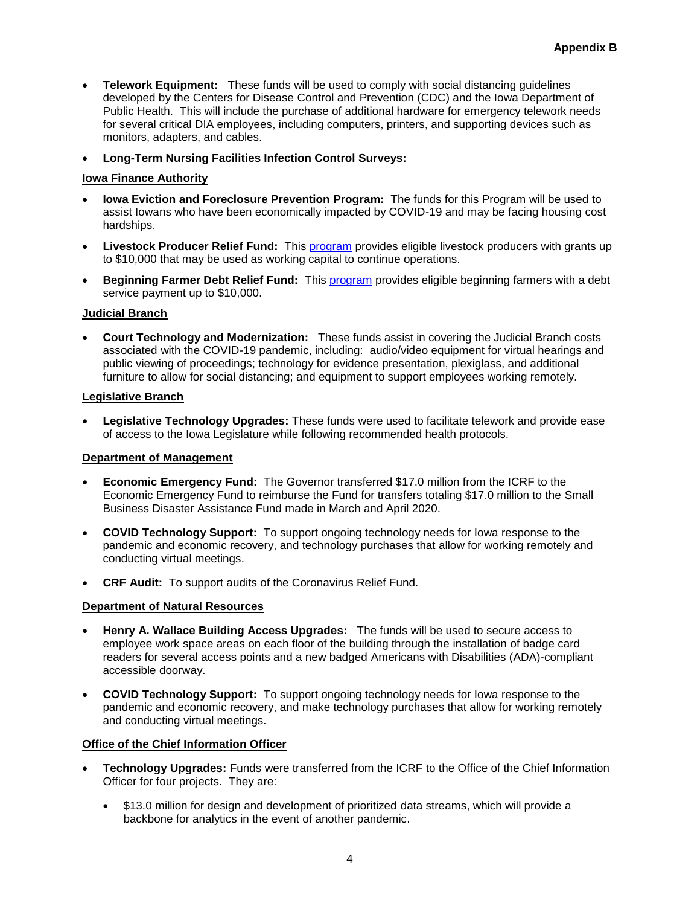- **Telework Equipment:** These funds will be used to comply with social distancing guidelines developed by the Centers for Disease Control and Prevention (CDC) and the Iowa Department of Public Health. This will include the purchase of additional hardware for emergency telework needs for several critical DIA employees, including computers, printers, and supporting devices such as monitors, adapters, and cables.
- **Long-Term Nursing Facilities Infection Control Surveys:**

**Iowa Finance Authority**

- **Iowa Eviction and Foreclosure Prevention Program:** The funds for this Program will be used to assist Iowans who have been economically impacted by COVID-19 and may be facing housing cost hardships.
- **Livestock Producer Relief Fund:** This program provides eligible livestock producers with grants up to $10,000 that may be used as working capital to continue operations.
- **Beginning Farmer Debt Relief Fund:** This program provides eligible beginning farmers with a debt service payment up to $10,000.

**Judicial Branch**

- **Court Technology and Modernization:** These funds assist in covering the Judicial Branch costs associated with the COVID-19 pandemic, including: audio/video equipment for virtual hearings and public viewing of proceedings; technology for evidence presentation, plexiglass, and additional furniture to allow for social distancing; and equipment to support employees working remotely.

**Legislative Branch**

- **Legislative Technology Upgrades:** These funds were used to facilitate telework and provide ease of access to the Iowa Legislature while following recommended health protocols.

**Department of Management**

- **Economic Emergency Fund:** The Governor transferred $17.0 million from the ICRF to the Economic Emergency Fund to reimburse the Fund for transfers totaling $17.0 million to the Small Business Disaster Assistance Fund made in March and April 2020.
- **COVID Technology Support:** To support ongoing technology needs for Iowa response to the pandemic and economic recovery, and technology purchases that allow for working remotely and conducting virtual meetings.
- **CRF Audit:** To support audits of the Coronavirus Relief Fund.

**Department of Natural Resources**

- **Henry A. Wallace Building Access Upgrades:** The funds will be used to secure access to employee work space areas on each floor of the building through the installation of badge card readers for several access points and a new badged Americans with Disabilities (ADA)-compliant accessible doorway.
- **COVID Technology Support:** To support ongoing technology needs for Iowa response to the pandemic and economic recovery, and make technology purchases that allow for working remotely and conducting virtual meetings.

**Office of the Chief Information Officer**

- **Technology Upgrades:** Funds were transferred from the ICRF to the Office of the Chief Information Officer for four projects. They are:
  - $13.0 million for design and development of prioritized data streams, which will provide a backbone for analytics in the event of another pandemic.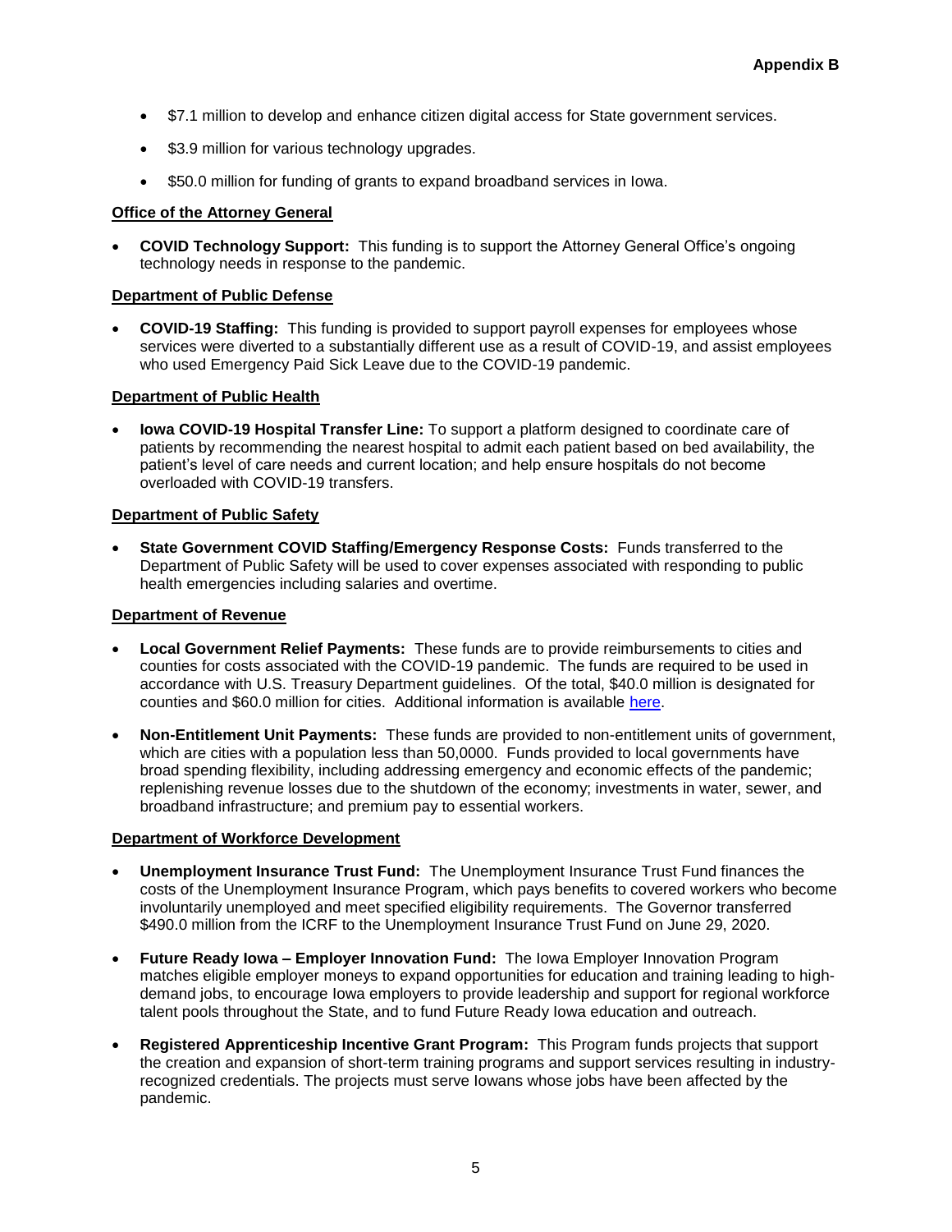**Appendix B**

- $7.1 million to develop and enhance citizen digital access for State government services.
- $3.9 million for various technology upgrades.
- $50.0 million for funding of grants to expand broadband services in Iowa.

**Office of the Attorney General**

- **COVID Technology Support:** This funding is to support the Attorney General Office's ongoing technology needs in response to the pandemic.

**Department of Public Defense**

- **COVID-19 Staffing:** This funding is provided to support payroll expenses for employees whose services were diverted to a substantially different use as a result of COVID-19, and assist employees who used Emergency Paid Sick Leave due to the COVID-19 pandemic.

**Department of Public Health**

- **Iowa COVID-19 Hospital Transfer Line:** To support a platform designed to coordinate care of patients by recommending the nearest hospital to admit each patient based on bed availability, the patient's level of care needs and current location; and help ensure hospitals do not become overloaded with COVID-19 transfers.

**Department of Public Safety**

- **State Government COVID Staffing/Emergency Response Costs:** Funds transferred to the Department of Public Safety will be used to cover expenses associated with responding to public health emergencies including salaries and overtime.

**Department of Revenue**

- **Local Government Relief Payments:** These funds are to provide reimbursements to cities and counties for costs associated with the COVID-19 pandemic. The funds are required to be used in accordance with U.S. Treasury Department guidelines. Of the total, $40.0 million is designated for counties and $60.0 million for cities. Additional information is available here.
- **Non-Entitlement Unit Payments:** These funds are provided to non-entitlement units of government, which are cities with a population less than 50,0000. Funds provided to local governments have broad spending flexibility, including addressing emergency and economic effects of the pandemic; replenishing revenue losses due to the shutdown of the economy; investments in water, sewer, and broadband infrastructure; and premium pay to essential workers.

**Department of Workforce Development**

- **Unemployment Insurance Trust Fund:** The Unemployment Insurance Trust Fund finances the costs of the Unemployment Insurance Program, which pays benefits to covered workers who become involuntarily unemployed and meet specified eligibility requirements. The Governor transferred $490.0 million from the ICRF to the Unemployment Insurance Trust Fund on June 29, 2020.
- **Future Ready Iowa – Employer Innovation Fund:** The Iowa Employer Innovation Program matches eligible employer moneys to expand opportunities for education and training leading to high-demand jobs, to encourage Iowa employers to provide leadership and support for regional workforce talent pools throughout the State, and to fund Future Ready Iowa education and outreach.
- **Registered Apprenticeship Incentive Grant Program:** This Program funds projects that support the creation and expansion of short-term training programs and support services resulting in industry-recognized credentials. The projects must serve Iowans whose jobs have been affected by the pandemic.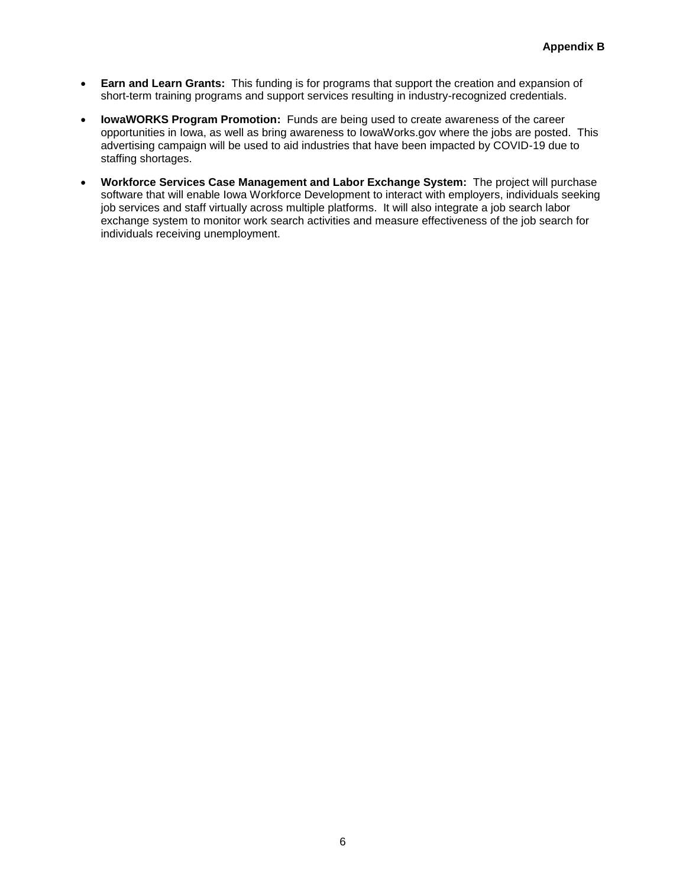- **Earn and Learn Grants:** This funding is for programs that support the creation and expansion of short-term training programs and support services resulting in industry-recognized credentials.
- **IowaWORKS Program Promotion:** Funds are being used to create awareness of the career opportunities in Iowa, as well as bring awareness to IowaWorks.gov where the jobs are posted. This advertising campaign will be used to aid industries that have been impacted by COVID-19 due to staffing shortages.
- **Workforce Services Case Management and Labor Exchange System:** The project will purchase software that will enable Iowa Workforce Development to interact with employers, individuals seeking job services and staff virtually across multiple platforms. It will also integrate a job search labor exchange system to monitor work search activities and measure effectiveness of the job search for individuals receiving unemployment.